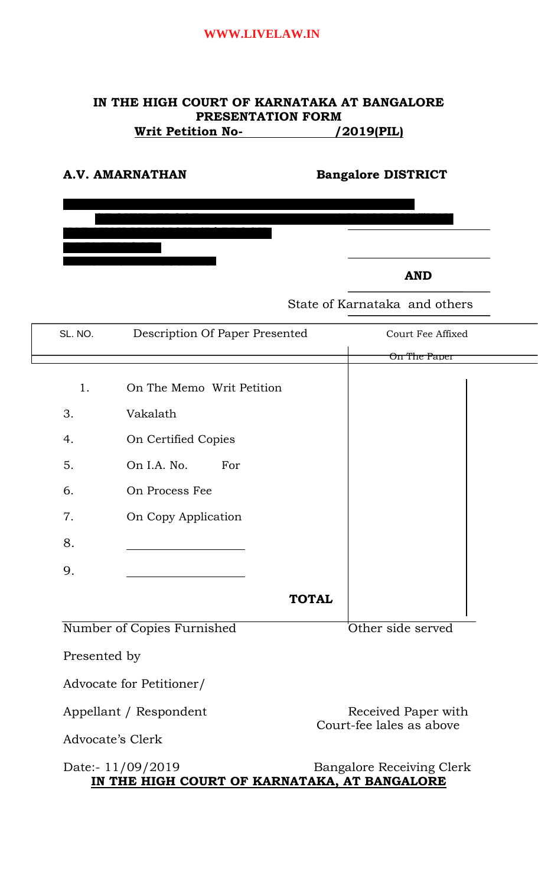# IN THE HIGH COURT OF KARNATAKA AT BANGALORE

## PRESENTATION FORM

**Writ Petition No- /2019(PIL)**

**A.V. AMARNATHAN** **Bangalore DISTRICT**

**AND**

State of Karnataka and others

| SL. NO. | Description Of Paper Presented | Court Fee Affixed On The Paper |
|---|---|---|
| 1. | On The Memo Writ Petition | |
| 3. | Vakalath | |
| 4. | On Certified Copies | |
| 5. | On I.A. No. For | |
| 6. | On Process Fee | |
| 7. | On Copy Application | |
| 8. | | |
| 9. | | |
| | **TOTAL** | |

Number of Copies Furnished

Other side served

Presented by

Advocate for Petitioner/

Appellant / Respondent

Received Paper with Court-fee lales as above

Advocate's Clerk

Date:- 11/09/2019

Bangalore Receiving Clerk

**IN THE HIGH COURT OF KARNATAKA, AT BANGALORE**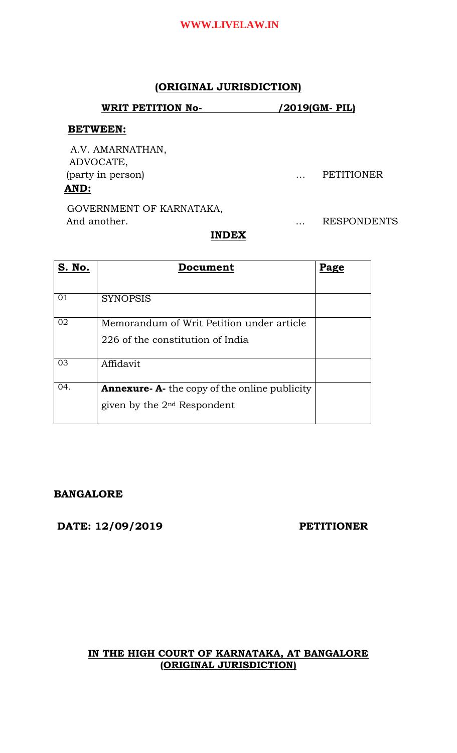**(ORIGINAL JURISDICTION)**

**WRIT PETITION No- /2019(GM- PIL)**

**BETWEEN:**

A.V. AMARNATHAN,
ADVOCATE,
(party in person) … PETITIONER

**AND:**

GOVERNMENT OF KARNATAKA,
And another. … RESPONDENTS

**INDEX**

| S. No. | Document | Page |
|---|---|---|
| 01 | SYNOPSIS | |
| 02 | Memorandum of Writ Petition under article 226 of the constitution of India | |
| 03 | Affidavit | |
| 04. | **Annexure- A-** the copy of the online publicity given by the 2nd Respondent | |

**BANGALORE**

**DATE: 12/09/2019** **PETITIONER**

**IN THE HIGH COURT OF KARNATAKA, AT BANGALORE**
**(ORIGINAL JURISDICTION)**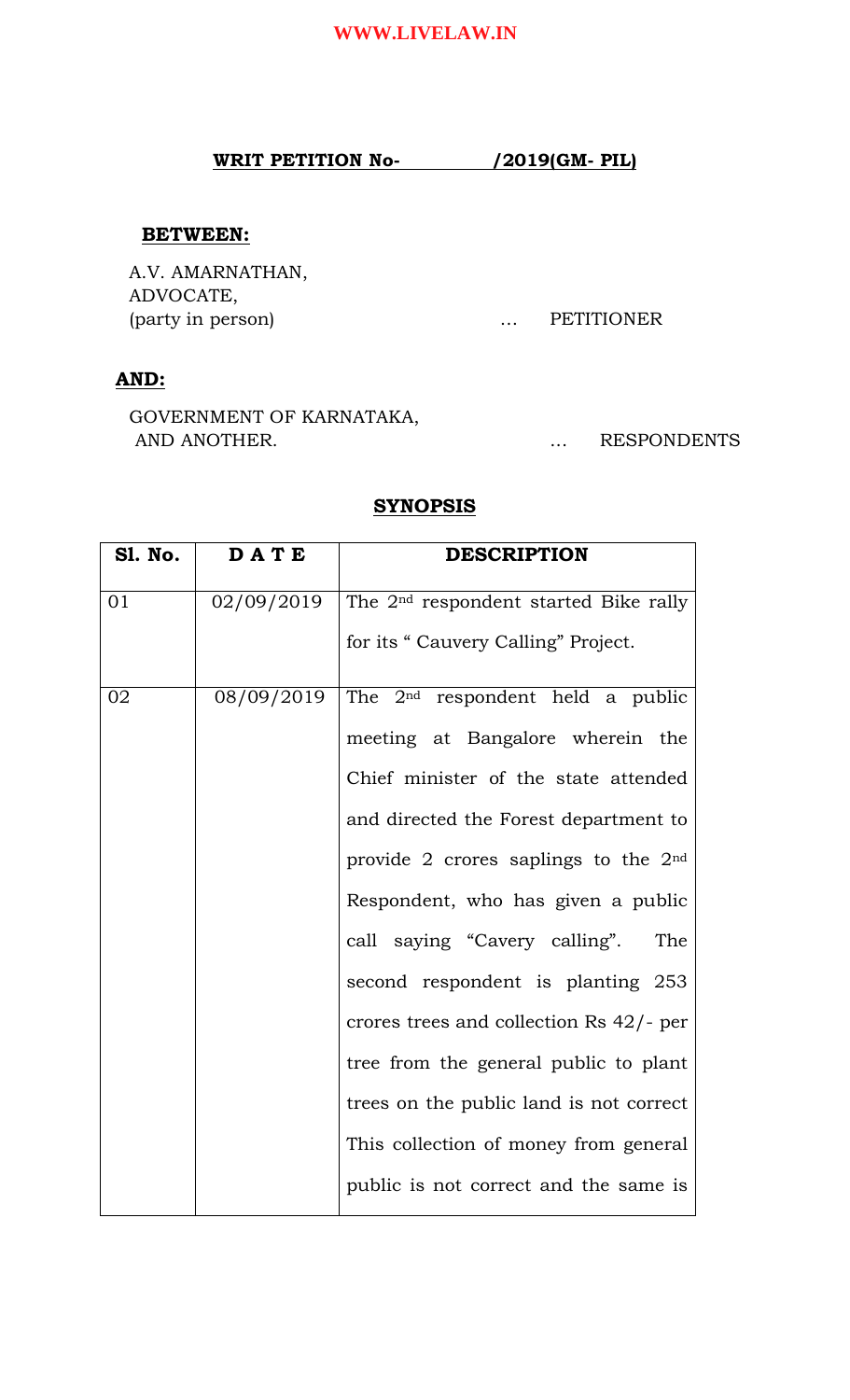**WRIT PETITION No- /2019(GM- PIL)**

**BETWEEN:**

A.V. AMARNATHAN,
ADVOCATE,
(party in person) ... PETITIONER

**AND:**

GOVERNMENT OF KARNATAKA,
AND ANOTHER. ... RESPONDENTS

**SYNOPSIS**

| Sl. No. | D A T E | DESCRIPTION |
|---|---|---|
| 01 | 02/09/2019 | The 2nd respondent started Bike rally for its " Cauvery Calling" Project. |
| 02 | 08/09/2019 | The 2nd respondent held a public meeting at Bangalore wherein the Chief minister of the state attended and directed the Forest department to provide 2 crores saplings to the 2nd Respondent, who has given a public call saying "Cavery calling". The second respondent is planting 253 crores trees and collection Rs 42/- per tree from the general public to plant trees on the public land is not correct This collection of money from general public is not correct and the same is |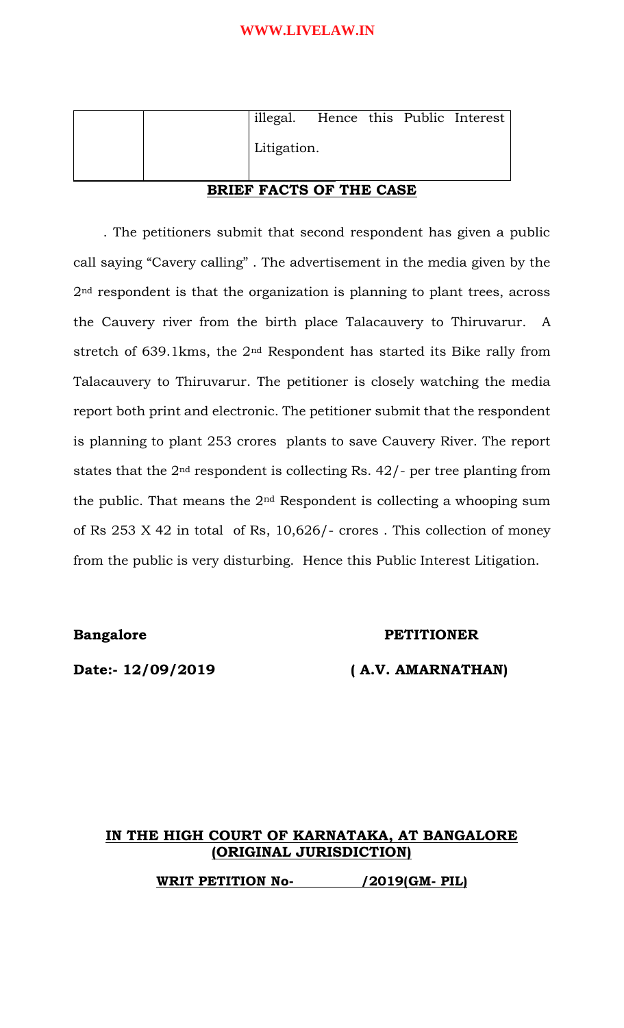| | | illegal. Hence this Public Interest Litigation. |
|---|---|---|

## BRIEF FACTS OF THE CASE

. The petitioners submit that second respondent has given a public call saying "Cavery calling" . The advertisement in the media given by the 2nd respondent is that the organization is planning to plant trees, across the Cauvery river from the birth place Talacauvery to Thiruvarur. A stretch of 639.1kms, the 2nd Respondent has started its Bike rally from Talacauvery to Thiruvarur. The petitioner is closely watching the media report both print and electronic. The petitioner submit that the respondent is planning to plant 253 crores plants to save Cauvery River. The report states that the 2nd respondent is collecting Rs. 42/- per tree planting from the public. That means the 2nd Respondent is collecting a whooping sum of Rs 253 X 42 in total of Rs, 10,626/- crores . This collection of money from the public is very disturbing. Hence this Public Interest Litigation.

**Bangalore** **PETITIONER**

**Date:- 12/09/2019** **( A.V. AMARNATHAN)**

**IN THE HIGH COURT OF KARNATAKA, AT BANGALORE (ORIGINAL JURISDICTION)**

**WRIT PETITION No- /2019(GM- PIL)**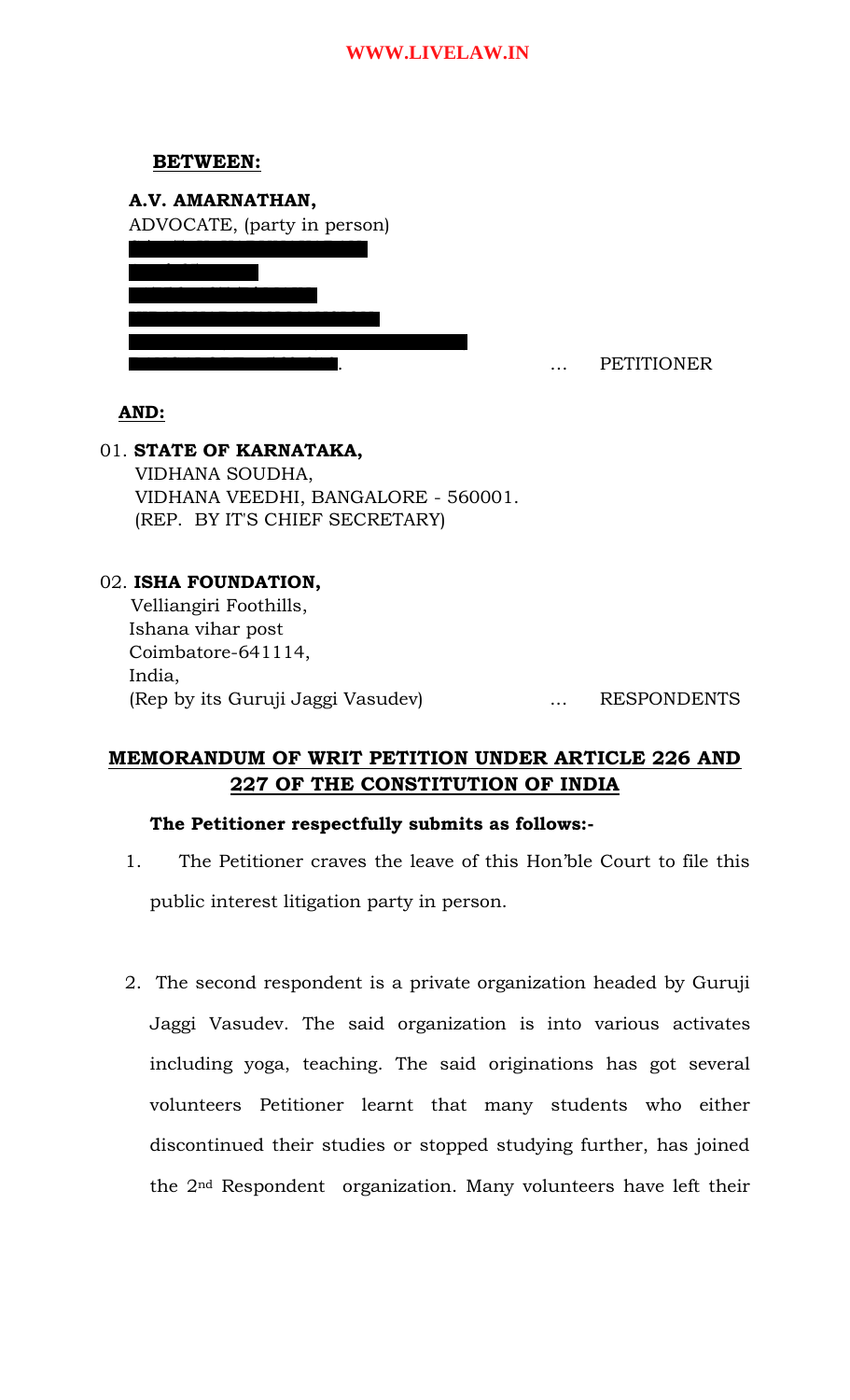**BETWEEN:**

**A.V. AMARNATHAN,**
ADVOCATE, (party in person)

. … PETITIONER

**AND:**

01. **STATE OF KARNATAKA,**
VIDHANA SOUDHA,
VIDHANA VEEDHI, BANGALORE - 560001.
(REP. BY IT'S CHIEF SECRETARY)

02. **ISHA FOUNDATION,**
Velliangiri Foothills,
Ishana vihar post
Coimbatore-641114,
India,
(Rep by its Guruji Jaggi Vasudev) … RESPONDENTS

**MEMORANDUM OF WRIT PETITION UNDER ARTICLE 226 AND 227 OF THE CONSTITUTION OF INDIA**

**The Petitioner respectfully submits as follows:-**

1. The Petitioner craves the leave of this Hon'ble Court to file this public interest litigation party in person.

2. The second respondent is a private organization headed by Guruji Jaggi Vasudev. The said organization is into various activates including yoga, teaching. The said originations has got several volunteers Petitioner learnt that many students who either discontinued their studies or stopped studying further, has joined the 2nd Respondent organization. Many volunteers have left their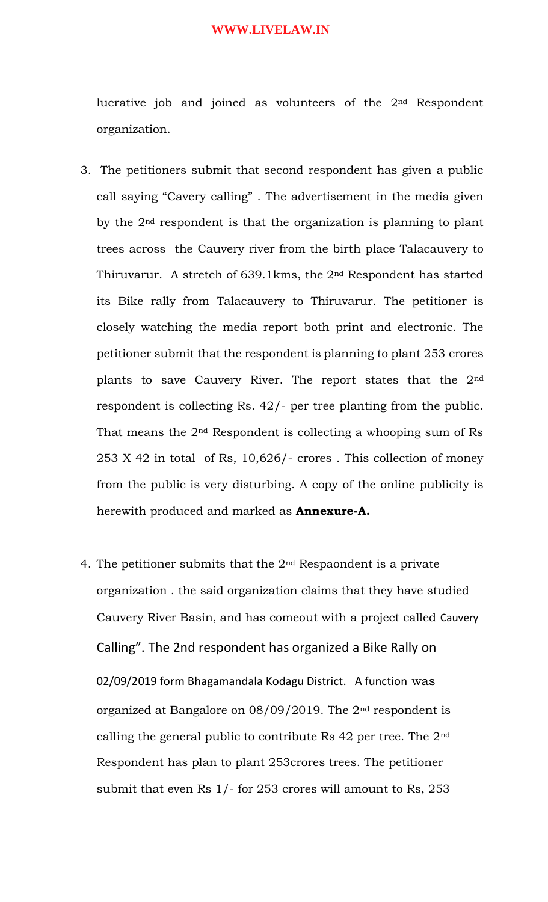lucrative job and joined as volunteers of the 2nd Respondent organization.

3. The petitioners submit that second respondent has given a public call saying "Cavery calling" . The advertisement in the media given by the 2nd respondent is that the organization is planning to plant trees across the Cauvery river from the birth place Talacauvery to Thiruvarur. A stretch of 639.1kms, the 2nd Respondent has started its Bike rally from Talacauvery to Thiruvarur. The petitioner is closely watching the media report both print and electronic. The petitioner submit that the respondent is planning to plant 253 crores plants to save Cauvery River. The report states that the 2nd respondent is collecting Rs. 42/- per tree planting from the public. That means the 2nd Respondent is collecting a whooping sum of Rs 253 X 42 in total of Rs, 10,626/- crores . This collection of money from the public is very disturbing. A copy of the online publicity is herewith produced and marked as **Annexure-A.**

4. The petitioner submits that the 2nd Respaondent is a private organization . the said organization claims that they have studied Cauvery River Basin, and has comeout with a project called Cauvery Calling". The 2nd respondent has organized a Bike Rally on 02/09/2019 form Bhagamandala Kodagu District. A function was organized at Bangalore on 08/09/2019. The 2nd respondent is calling the general public to contribute Rs 42 per tree. The 2nd Respondent has plan to plant 253crores trees. The petitioner submit that even Rs 1/- for 253 crores will amount to Rs, 253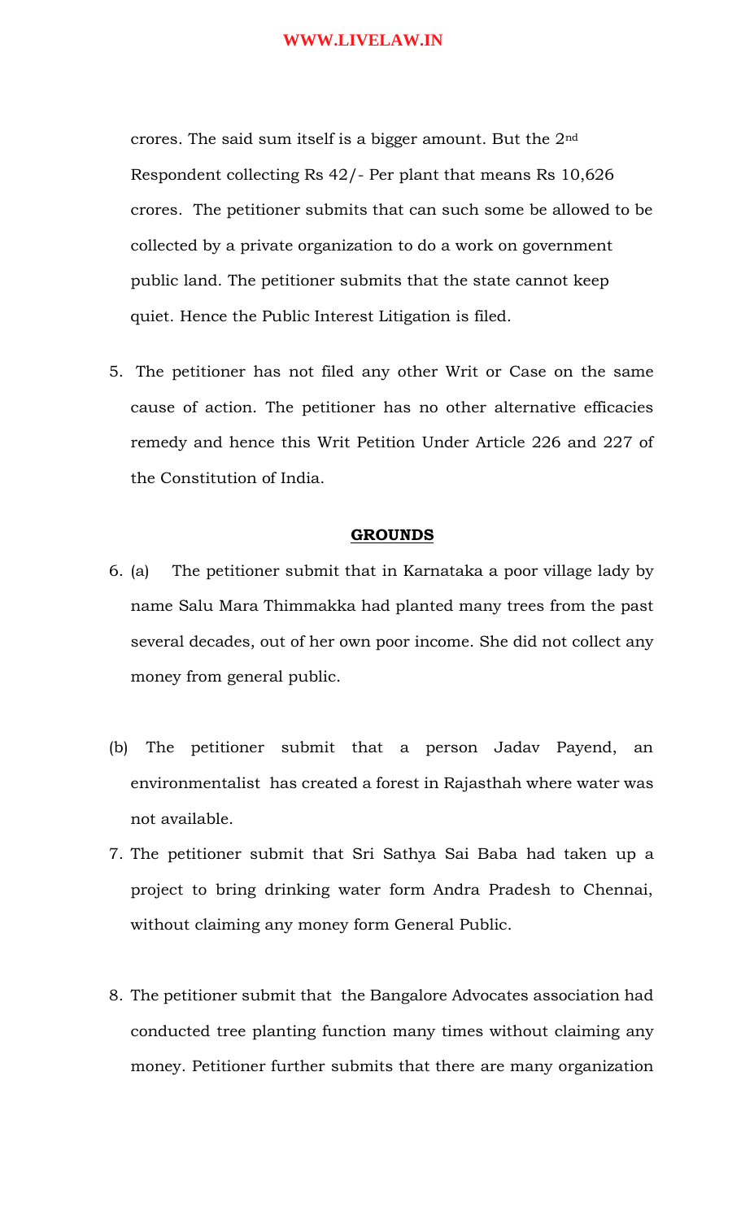crores. The said sum itself is a bigger amount. But the 2nd Respondent collecting Rs 42/- Per plant that means Rs 10,626 crores. The petitioner submits that can such some be allowed to be collected by a private organization to do a work on government public land. The petitioner submits that the state cannot keep quiet. Hence the Public Interest Litigation is filed.

5. The petitioner has not filed any other Writ or Case on the same cause of action. The petitioner has no other alternative efficacies remedy and hence this Writ Petition Under Article 226 and 227 of the Constitution of India.

**GROUNDS**

6. (a) The petitioner submit that in Karnataka a poor village lady by name Salu Mara Thimmakka had planted many trees from the past several decades, out of her own poor income. She did not collect any money from general public.

(b) The petitioner submit that a person Jadav Payend, an environmentalist has created a forest in Rajasthah where water was not available.

7. The petitioner submit that Sri Sathya Sai Baba had taken up a project to bring drinking water form Andra Pradesh to Chennai, without claiming any money form General Public.

8. The petitioner submit that the Bangalore Advocates association had conducted tree planting function many times without claiming any money. Petitioner further submits that there are many organization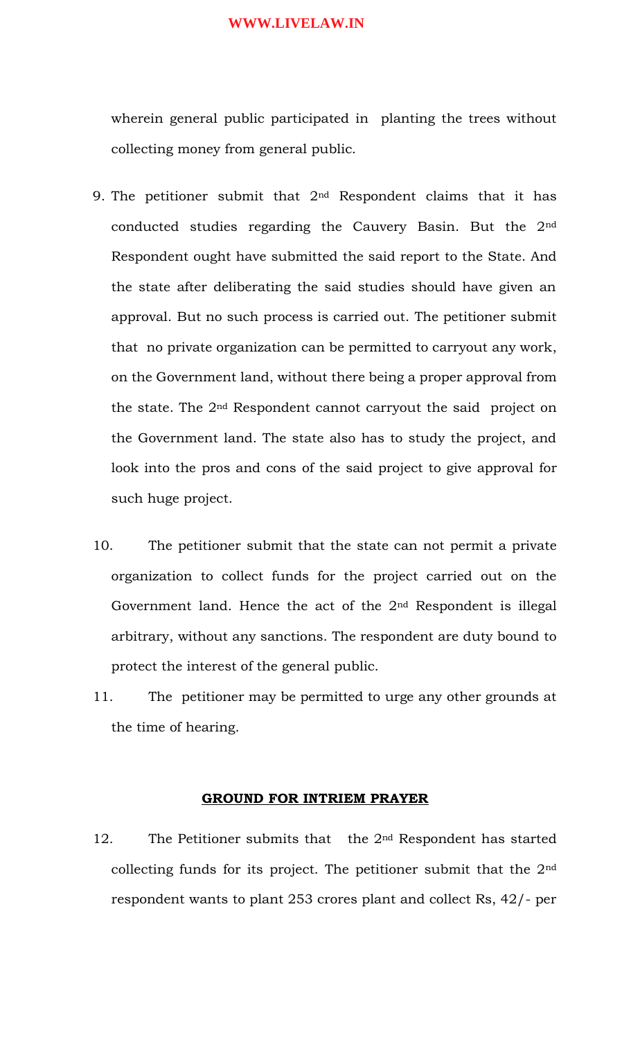wherein general public participated in planting the trees without collecting money from general public.

9. The petitioner submit that 2nd Respondent claims that it has conducted studies regarding the Cauvery Basin. But the 2nd Respondent ought have submitted the said report to the State. And the state after deliberating the said studies should have given an approval. But no such process is carried out. The petitioner submit that no private organization can be permitted to carryout any work, on the Government land, without there being a proper approval from the state. The 2nd Respondent cannot carryout the said project on the Government land. The state also has to study the project, and look into the pros and cons of the said project to give approval for such huge project.

10. The petitioner submit that the state can not permit a private organization to collect funds for the project carried out on the Government land. Hence the act of the 2nd Respondent is illegal arbitrary, without any sanctions. The respondent are duty bound to protect the interest of the general public.

11. The petitioner may be permitted to urge any other grounds at the time of hearing.

**GROUND FOR INTRIEM PRAYER**

12. The Petitioner submits that the 2nd Respondent has started collecting funds for its project. The petitioner submit that the 2nd respondent wants to plant 253 crores plant and collect Rs, 42/- per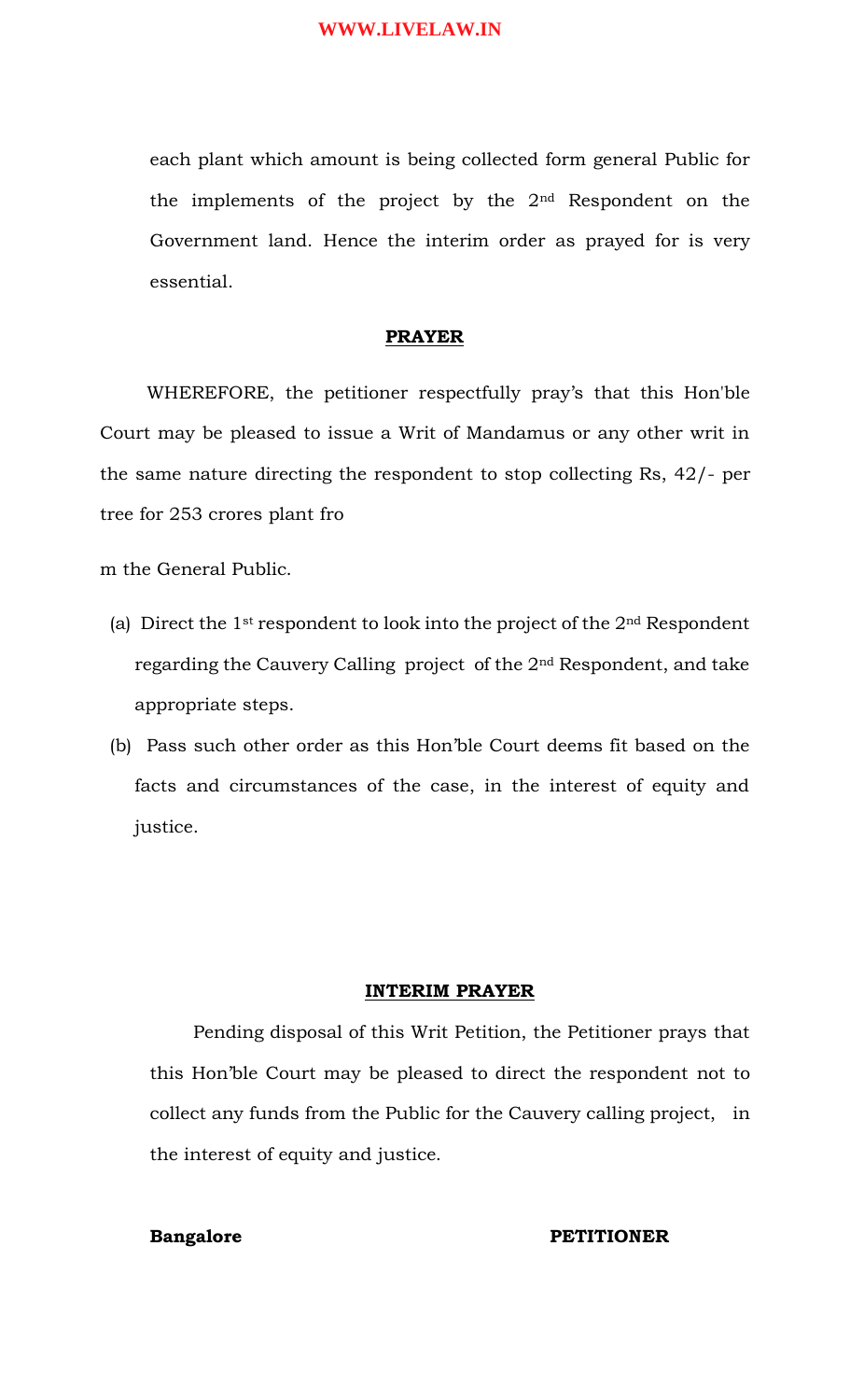each plant which amount is being collected form general Public for the implements of the project by the 2nd Respondent on the Government land. Hence the interim order as prayed for is very essential.

## PRAYER

WHEREFORE, the petitioner respectfully pray's that this Hon'ble Court may be pleased to issue a Writ of Mandamus or any other writ in the same nature directing the respondent to stop collecting Rs, 42/- per tree for 253 crores plant fro

m the General Public.

(a) Direct the 1st respondent to look into the project of the 2nd Respondent regarding the Cauvery Calling project of the 2nd Respondent, and take appropriate steps.

(b) Pass such other order as this Hon'ble Court deems fit based on the facts and circumstances of the case, in the interest of equity and justice.

## INTERIM PRAYER

Pending disposal of this Writ Petition, the Petitioner prays that this Hon'ble Court may be pleased to direct the respondent not to collect any funds from the Public for the Cauvery calling project, in the interest of equity and justice.

**Bangalore** **PETITIONER**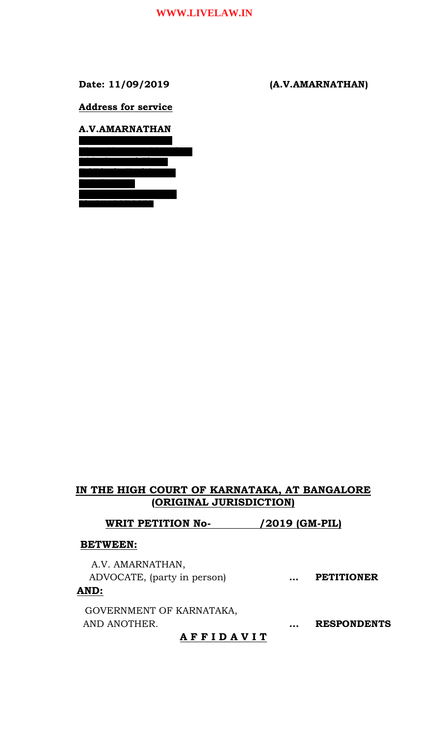**Date: 11/09/2019** **(A.V.AMARNATHAN)**

**Address for service**

**A.V.AMARNATHAN**

## IN THE HIGH COURT OF KARNATAKA, AT BANGALORE (ORIGINAL JURISDICTION)

**WRIT PETITION No- /2019 (GM-PIL)**

**BETWEEN:**

A.V. AMARNATHAN,
ADVOCATE, (party in person) ... **PETITIONER**

**AND:**

GOVERNMENT OF KARNATAKA,
AND ANOTHER. ... **RESPONDENTS**

**A F F I D A V I T**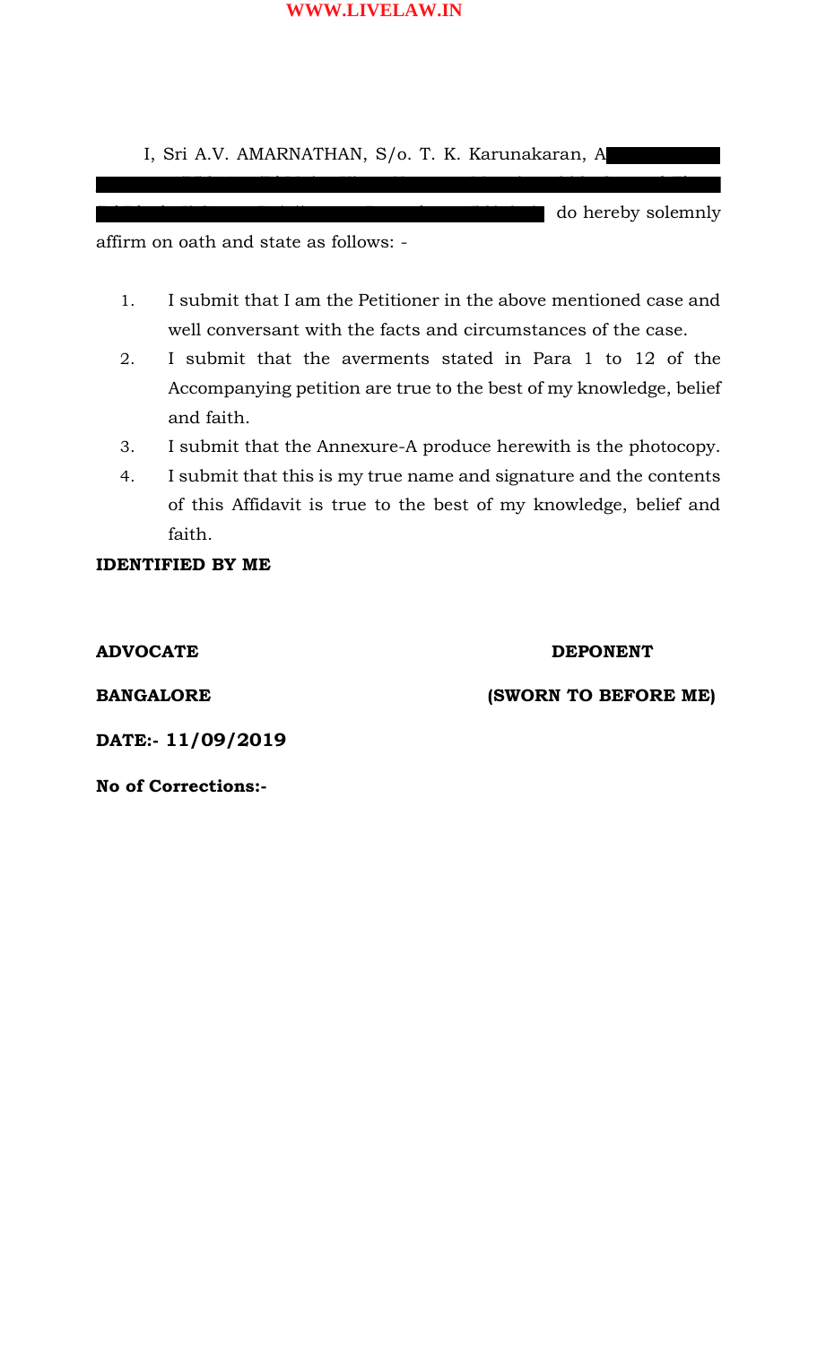I, Sri A.V. AMARNATHAN, S/o. T. K. Karunakaran, A do hereby solemnly affirm on oath and state as follows: -

1. I submit that I am the Petitioner in the above mentioned case and well conversant with the facts and circumstances of the case.
2. I submit that the averments stated in Para 1 to 12 of the Accompanying petition are true to the best of my knowledge, belief and faith.
3. I submit that the Annexure-A produce herewith is the photocopy.
4. I submit that this is my true name and signature and the contents of this Affidavit is true to the best of my knowledge, belief and faith.

**IDENTIFIED BY ME**

**ADVOCATE** **DEPONENT**

**BANGALORE** **(SWORN TO BEFORE ME)**

**DATE:- 11/09/2019**

**No of Corrections:-**